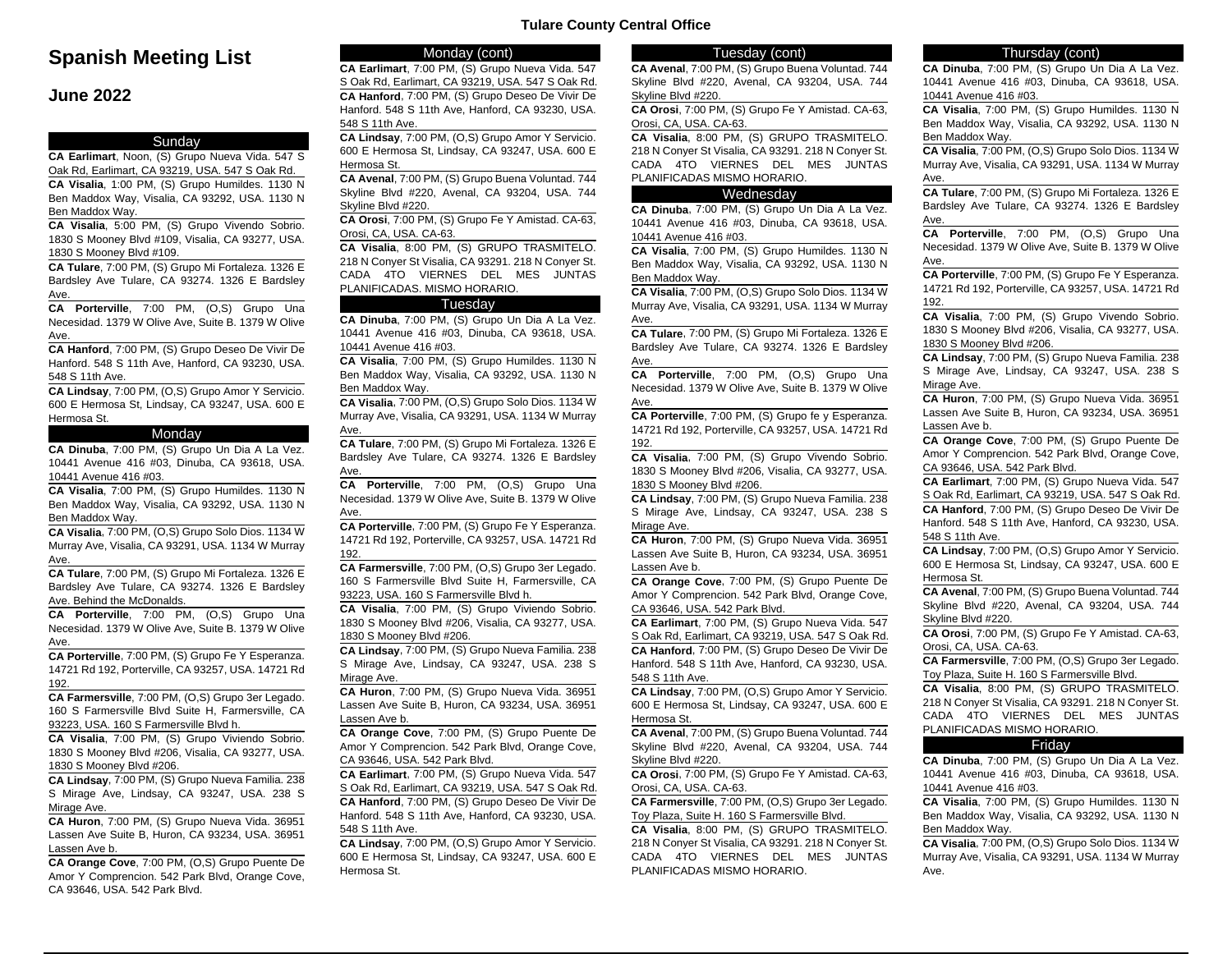# Spanish Meeting List

## June 2022

### Sunday

**CA Earlimart**, Noon, (S) Grupo Nueva Vida. 547 S Oak Rd, Earlimart, CA 93219, USA. 547 S Oak Rd.

**CA Visalia**, 1:00 PM, (S) Grupo Humildes. 1130 N Ben Maddox Way, Visalia, CA 93292, USA. 1130 N Ben Maddox Way.

**CA Visalia**, 5:00 PM, (S) Grupo Vivendo Sobrio. 1830 S Mooney Blvd #109, Visalia, CA 93277, USA. 1830 S Mooney Blvd #109.

**CA Tulare**, 7:00 PM, (S) Grupo Mi Fortaleza. 1326 E Bardsley Ave Tulare, CA 93274. 1326 E Bardsley Ave.

**CA Porterville**, 7:00 PM, (O,S) Grupo Una Necesidad. 1379 W Olive Ave, Suite B. 1379 W Olive Ave.

**CA Hanford**, 7:00 PM, (S) Grupo Deseo De Vivir De Hanford. 548 S 11th Ave, Hanford, CA 93230, USA. 548 S 11th Ave.

**CA Lindsay**, 7:00 PM, (O,S) Grupo Amor Y Servicio. 600 E Hermosa St, Lindsay, CA 93247, USA. 600 E Hermosa St.

### Monday

**CA Dinuba**, 7:00 PM, (S) Grupo Un Dia A La Vez. 10441 Avenue 416 #03, Dinuba, CA 93618, USA. 10441 Avenue 416 #03.

**CA Visalia**, 7:00 PM, (S) Grupo Humildes. 1130 N Ben Maddox Way, Visalia, CA 93292, USA. 1130 N Ben Maddox Way.

**CA Visalia**, 7:00 PM, (O,S) Grupo Solo Dios. 1134 W Murray Ave, Visalia, CA 93291, USA. 1134 W Murray Ave.

**CA Tulare**, 7:00 PM, (S) Grupo Mi Fortaleza. 1326 E Bardsley Ave Tulare, CA 93274. 1326 E Bardsley Ave. Behind the McDonalds.

**CA Porterville**, 7:00 PM, (O,S) Grupo Una Necesidad. 1379 W Olive Ave, Suite B. 1379 W Olive Ave.

**CA Porterville**, 7:00 PM, (S) Grupo Fe Y Esperanza. 14721 Rd 192, Porterville, CA 93257, USA. 14721 Rd 192.

**CA Farmersville**, 7:00 PM, (O,S) Grupo 3er Legado. 160 S Farmersville Blvd Suite H, Farmersville, CA 93223, USA. 160 S Farmersville Blvd h.

**CA Visalia**, 7:00 PM, (S) Grupo Viviendo Sobrio. 1830 S Mooney Blvd #206, Visalia, CA 93277, USA. 1830 S Mooney Blvd #206.

**CA Lindsay**, 7:00 PM, (S) Grupo Nueva Familia. 238 S Mirage Ave, Lindsay, CA 93247, USA. 238 S Mirage Ave.

**CA Huron**, 7:00 PM, (S) Grupo Nueva Vida. 36951 Lassen Ave Suite B, Huron, CA 93234, USA. 36951 Lassen Ave b.

**CA Orange Cove**, 7:00 PM, (O,S) Grupo Puente De Amor Y Comprencion. 542 Park Blvd, Orange Cove, CA 93646, USA. 542 Park Blvd.

### Monday (cont)

**CA Earlimart**, 7:00 PM, (S) Grupo Nueva Vida. 547 S Oak Rd, Earlimart, CA 93219, USA. 547 S Oak Rd.

**CA Hanford**, 7:00 PM, (S) Grupo Deseo De Vivir De Hanford. 548 S 11th Ave, Hanford, CA 93230, USA. 548 S 11th Ave.

**CA Lindsay**, 7:00 PM, (O,S) Grupo Amor Y Servicio. 600 E Hermosa St, Lindsay, CA 93247, USA. 600 E Hermosa St.

**CA Avenal**, 7:00 PM, (S) Grupo Buena Voluntad. 744 Skyline Blvd #220, Avenal, CA 93204, USA. 744 Skyline Blvd #220.

**CA Orosi**, 7:00 PM, (S) Grupo Fe Y Amistad. CA-63, Orosi, CA, USA. CA-63.

**CA Visalia**, 8:00 PM, (S) GRUPO TRASMITELO. 218 N Conyer St Visalia, CA 93291. 218 N Conyer St. CADA 4TO VIERNES DEL MES JUNTAS PLANIFICADAS. MISMO HORARIO.

### Tuesday

**CA Dinuba**, 7:00 PM, (S) Grupo Un Dia A La Vez. 10441 Avenue 416 #03, Dinuba, CA 93618, USA. 10441 Avenue 416 #03.

**CA Visalia**, 7:00 PM, (S) Grupo Humildes. 1130 N Ben Maddox Way, Visalia, CA 93292, USA. 1130 N Ben Maddox Way.

**CA Visalia**, 7:00 PM, (O,S) Grupo Solo Dios. 1134 W Murray Ave, Visalia, CA 93291, USA. 1134 W Murray Ave.

**CA Tulare**, 7:00 PM, (S) Grupo Mi Fortaleza. 1326 E Bardsley Ave Tulare, CA 93274. 1326 E Bardsley Ave.

**CA Porterville**, 7:00 PM, (O,S) Grupo Una Necesidad. 1379 W Olive Ave, Suite B. 1379 W Olive Ave.

**CA Porterville**, 7:00 PM, (S) Grupo Fe Y Esperanza. 14721 Rd 192, Porterville, CA 93257, USA. 14721 Rd 192.

**CA Farmersville**, 7:00 PM, (O,S) Grupo 3er Legado. 160 S Farmersville Blvd Suite H, Farmersville, CA 93223, USA. 160 S Farmersville Blvd h.

**CA Visalia**, 7:00 PM, (S) Grupo Viviendo Sobrio. 1830 S Mooney Blvd #206, Visalia, CA 93277, USA. 1830 S Mooney Blvd #206.

**CA Lindsay**, 7:00 PM, (S) Grupo Nueva Familia. 238 S Mirage Ave, Lindsay, CA 93247, USA. 238 S Mirage Ave.

**CA Huron**, 7:00 PM, (S) Grupo Nueva Vida. 36951 Lassen Ave Suite B, Huron, CA 93234, USA. 36951 Lassen Ave b.

**CA Orange Cove**, 7:00 PM, (S) Grupo Puente De Amor Y Comprencion. 542 Park Blvd, Orange Cove, CA 93646, USA. 542 Park Blvd.

**CA Earlimart**, 7:00 PM, (S) Grupo Nueva Vida. 547 S Oak Rd, Earlimart, CA 93219, USA. 547 S Oak Rd.

**CA Hanford**, 7:00 PM, (S) Grupo Deseo De Vivir De Hanford. 548 S 11th Ave, Hanford, CA 93230, USA. 548 S 11th Ave.

**CA Lindsay**, 7:00 PM, (O,S) Grupo Amor Y Servicio. 600 E Hermosa St, Lindsay, CA 93247, USA. 600 E Hermosa St.

### Tuesday (cont)

**CA Avenal**, 7:00 PM, (S) Grupo Buena Voluntad. 744 Skyline Blvd #220, Avenal, CA 93204, USA. 744 Skyline Blvd #220.

**CA Orosi**, 7:00 PM, (S) Grupo Fe Y Amistad. CA-63, Orosi, CA, USA. CA-63.

**CA Visalia**, 8:00 PM, (S) GRUPO TRASMITELO. 218 N Conyer St Visalia, CA 93291. 218 N Conyer St. CADA 4TO VIERNES DEL MES JUNTAS PLANIFICADAS MISMO HORARIO.

### Wednesday

**CA Dinuba**, 7:00 PM, (S) Grupo Un Dia A La Vez. 10441 Avenue 416 #03, Dinuba, CA 93618, USA. 10441 Avenue 416 #03.

**CA Visalia**, 7:00 PM, (S) Grupo Humildes. 1130 N Ben Maddox Way, Visalia, CA 93292, USA. 1130 N Ben Maddox Way.

**CA Visalia**, 7:00 PM, (O,S) Grupo Solo Dios. 1134 W Murray Ave, Visalia, CA 93291, USA. 1134 W Murray Ave.

**CA Tulare**, 7:00 PM, (S) Grupo Mi Fortaleza. 1326 E Bardsley Ave Tulare, CA 93274. 1326 E Bardsley Ave.

**CA Porterville**, 7:00 PM, (O,S) Grupo Una Necesidad. 1379 W Olive Ave, Suite B. 1379 W Olive Ave.

**CA Porterville**, 7:00 PM, (S) Grupo fe y Esperanza. 14721 Rd 192, Porterville, CA 93257, USA. 14721 Rd 192.

**CA Visalia**, 7:00 PM, (S) Grupo Vivendo Sobrio. 1830 S Mooney Blvd #206, Visalia, CA 93277, USA. 1830 S Mooney Blvd #206.

**CA Lindsay**, 7:00 PM, (S) Grupo Nueva Familia. 238 S Mirage Ave, Lindsay, CA 93247, USA. 238 S Mirage Ave.

**CA Huron**, 7:00 PM, (S) Grupo Nueva Vida. 36951 Lassen Ave Suite B, Huron, CA 93234, USA. 36951 Lassen Ave b.

**CA Orange Cove**, 7:00 PM, (S) Grupo Puente De Amor Y Comprencion. 542 Park Blvd, Orange Cove, CA 93646, USA. 542 Park Blvd.

**CA Earlimart**, 7:00 PM, (S) Grupo Nueva Vida. 547 S Oak Rd, Earlimart, CA 93219, USA. 547 S Oak Rd.

**CA Hanford**, 7:00 PM, (S) Grupo Deseo De Vivir De Hanford. 548 S 11th Ave, Hanford, CA 93230, USA. 548 S 11th Ave.

**CA Lindsay**, 7:00 PM, (O,S) Grupo Amor Y Servicio. 600 E Hermosa St, Lindsay, CA 93247, USA. 600 E Hermosa St.

**CA Avenal**, 7:00 PM, (S) Grupo Buena Voluntad. 744 Skyline Blvd #220, Avenal, CA 93204, USA. 744 Skyline Blvd #220.

**CA Orosi**, 7:00 PM, (S) Grupo Fe Y Amistad. CA-63, Orosi, CA, USA. CA-63.

**CA Farmersville**, 7:00 PM, (O,S) Grupo 3er Legado. Toy Plaza, Suite H. 160 S Farmersville Blvd.

**CA Visalia**, 8:00 PM, (S) GRUPO TRASMITELO. 218 N Conyer St Visalia, CA 93291. 218 N Conyer St. CADA 4TO VIERNES DEL MES JUNTAS PLANIFICADAS MISMO HORARIO.

### Thursday (cont)

**CA Dinuba**, 7:00 PM, (S) Grupo Un Dia A La Vez. 10441 Avenue 416 #03, Dinuba, CA 93618, USA. 10441 Avenue 416 #03.

**CA Visalia**, 7:00 PM, (S) Grupo Humildes. 1130 N Ben Maddox Way, Visalia, CA 93292, USA. 1130 N Ben Maddox Way.

**CA Visalia**, 7:00 PM, (O,S) Grupo Solo Dios. 1134 W Murray Ave, Visalia, CA 93291, USA. 1134 W Murray Ave.

**CA Tulare**, 7:00 PM, (S) Grupo Mi Fortaleza. 1326 E Bardsley Ave Tulare, CA 93274. 1326 E Bardsley Ave.

**CA Porterville**, 7:00 PM, (O,S) Grupo Una Necesidad. 1379 W Olive Ave, Suite B. 1379 W Olive Ave.

**CA Porterville**, 7:00 PM, (S) Grupo Fe Y Esperanza. 14721 Rd 192, Porterville, CA 93257, USA. 14721 Rd 192.

**CA Visalia**, 7:00 PM, (S) Grupo Vivendo Sobrio. 1830 S Mooney Blvd #206, Visalia, CA 93277, USA. 1830 S Mooney Blvd #206.

**CA Lindsay**, 7:00 PM, (S) Grupo Nueva Familia. 238 S Mirage Ave, Lindsay, CA 93247, USA. 238 S Mirage Ave.

**CA Huron**, 7:00 PM, (S) Grupo Nueva Vida. 36951 Lassen Ave Suite B, Huron, CA 93234, USA. 36951 Lassen Ave b.

**CA Orange Cove**, 7:00 PM, (S) Grupo Puente De Amor Y Comprencion. 542 Park Blvd, Orange Cove, CA 93646, USA. 542 Park Blvd.

**CA Earlimart**, 7:00 PM, (S) Grupo Nueva Vida. 547 S Oak Rd, Earlimart, CA 93219, USA. 547 S Oak Rd.

**CA Hanford**, 7:00 PM, (S) Grupo Deseo De Vivir De Hanford. 548 S 11th Ave, Hanford, CA 93230, USA. 548 S 11th Ave.

**CA Lindsay**, 7:00 PM, (O,S) Grupo Amor Y Servicio. 600 E Hermosa St, Lindsay, CA 93247, USA. 600 E Hermosa St.

**CA Avenal**, 7:00 PM, (S) Grupo Buena Voluntad. 744 Skyline Blvd #220, Avenal, CA 93204, USA. 744 Skyline Blvd #220.

**CA Orosi**, 7:00 PM, (S) Grupo Fe Y Amistad. CA-63, Orosi, CA, USA. CA-63.

**CA Farmersville**, 7:00 PM, (O,S) Grupo 3er Legado. Toy Plaza, Suite H. 160 S Farmersville Blvd.

**CA Visalia**, 8:00 PM, (S) GRUPO TRASMITELO. 218 N Conyer St Visalia, CA 93291. 218 N Conyer St. CADA 4TO VIERNES DEL MES JUNTAS PLANIFICADAS MISMO HORARIO.

### Friday

**CA Dinuba**, 7:00 PM, (S) Grupo Un Dia A La Vez. 10441 Avenue 416 #03, Dinuba, CA 93618, USA. 10441 Avenue 416 #03.

**CA Visalia**, 7:00 PM, (S) Grupo Humildes. 1130 N Ben Maddox Way, Visalia, CA 93292, USA. 1130 N Ben Maddox Way.

**CA Visalia**, 7:00 PM, (O,S) Grupo Solo Dios. 1134 W Murray Ave, Visalia, CA 93291, USA. 1134 W Murray Ave.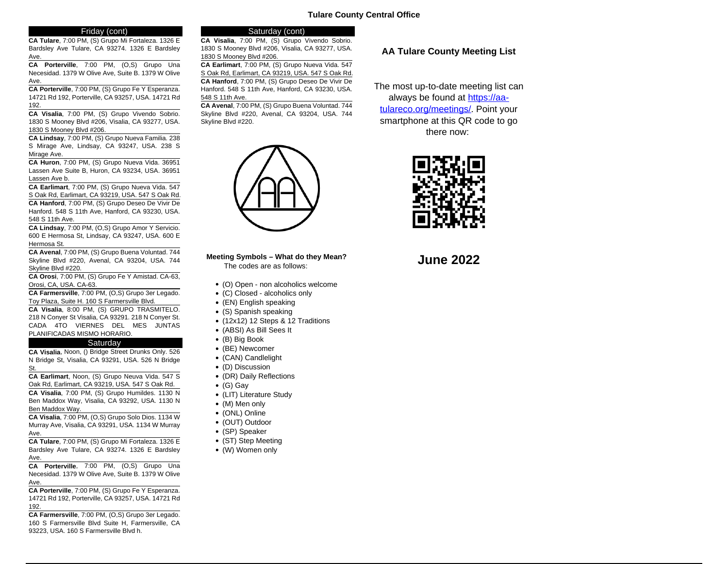### Friday (cont)

**CA Tulare**, 7:00 PM, (S) Grupo Mi Fortaleza. 1326 E Bardsley Ave Tulare, CA 93274. 1326 E Bardsley Ave.

**CA Porterville**, 7:00 PM, (O,S) Grupo Una Necesidad. 1379 W Olive Ave, Suite B. 1379 W Olive Ave.

**CA Porterville**, 7:00 PM, (S) Grupo Fe Y Esperanza. 14721 Rd 192, Porterville, CA 93257, USA. 14721 Rd 192.

**CA Visalia**, 7:00 PM, (S) Grupo Vivendo Sobrio. 1830 S Mooney Blvd #206, Visalia, CA 93277, USA. 1830 S Mooney Blvd #206.

**CA Lindsay**, 7:00 PM, (S) Grupo Nueva Familia. 238 S Mirage Ave, Lindsay, CA 93247, USA. 238 S Mirage Ave.

**CA Huron**, 7:00 PM, (S) Grupo Nueva Vida. 36951 Lassen Ave Suite B, Huron, CA 93234, USA. 36951 Lassen Ave b.

**CA Earlimart**, 7:00 PM, (S) Grupo Nueva Vida. 547 S Oak Rd, Earlimart, CA 93219, USA. 547 S Oak Rd.

**CA Hanford**, 7:00 PM, (S) Grupo Deseo De Vivir De Hanford. 548 S 11th Ave, Hanford, CA 93230, USA. 548 S 11th Ave.

**CA Lindsay**, 7:00 PM, (O,S) Grupo Amor Y Servicio. 600 E Hermosa St, Lindsay, CA 93247, USA. 600 E Hermosa St.

**CA Avenal**, 7:00 PM, (S) Grupo Buena Voluntad. 744 Skyline Blvd #220, Avenal, CA 93204, USA. 744 Skyline Blvd #220.

**CA Orosi**, 7:00 PM, (S) Grupo Fe Y Amistad. CA-63, Orosi, CA, USA. CA-63.

**CA Farmersville**, 7:00 PM, (O,S) Grupo 3er Legado. Toy Plaza, Suite H. 160 S Farmersville Blvd.

**CA Visalia**, 8:00 PM, (S) GRUPO TRASMITELO. 218 N Conyer St Visalia, CA 93291. 218 N Conyer St. CADA 4TO VIERNES DEL MES JUNTAS PLANIFICADAS MISMO HORARIO.

### Saturday

**CA Visalia**, Noon, () Bridge Street Drunks Only. 526 N Bridge St, Visalia, CA 93291, USA. 526 N Bridge St.

**CA Earlimart**, Noon, (S) Grupo Neuva Vida. 547 S Oak Rd, Earlimart, CA 93219, USA. 547 S Oak Rd.

**CA Visalia**, 7:00 PM, (S) Grupo Humildes. 1130 N Ben Maddox Way, Visalia, CA 93292, USA. 1130 N Ben Maddox Way.

**CA Visalia**, 7:00 PM, (O,S) Grupo Solo Dios. 1134 W Murray Ave, Visalia, CA 93291, USA. 1134 W Murray Ave.

**CA Tulare**, 7:00 PM, (S) Grupo Mi Fortaleza. 1326 E Bardsley Ave Tulare, CA 93274. 1326 E Bardsley Ave.

**CA Porterville**, 7:00 PM, (O,S) Grupo Una Necesidad. 1379 W Olive Ave, Suite B. 1379 W Olive Ave.

**CA Porterville**, 7:00 PM, (S) Grupo Fe Y Esperanza. 14721 Rd 192, Porterville, CA 93257, USA. 14721 Rd 192.

**CA Farmersville**, 7:00 PM, (O,S) Grupo 3er Legado. 160 S Farmersville Blvd Suite H, Farmersville, CA 93223, USA. 160 S Farmersville Blvd h.

### Saturday (cont)

**CA Visalia**, 7:00 PM, (S) Grupo Vivendo Sobrio. 1830 S Mooney Blvd #206, Visalia, CA 93277, USA. 1830 S Mooney Blvd #206.

**CA Earlimart**, 7:00 PM, (S) Grupo Nueva Vida. 547 S Oak Rd, Earlimart, CA 93219, USA. 547 S Oak Rd.

**CA Hanford**, 7:00 PM, (S) Grupo Deseo De Vivir De Hanford. 548 S 11th Ave, Hanford, CA 93230, USA. 548 S 11th Ave.

**CA Avenal**, 7:00 PM, (S) Grupo Buena Voluntad. 744 Skyline Blvd #220, Avenal, CA 93204, USA. 744 Skyline Blvd #220.

**Meeting Symbols – What do they Mean?**

The codes are as follows:

- (O) Open - non alcoholics welcome
- (C) Closed - alcoholics only
- (EN) English speaking
- (S) Spanish speaking
- (12x12) 12 Steps & 12 Traditions
- (ABSI) As Bill Sees It
- (B) Big Book
- (BE) Newcomer
- (CAN) Candlelight
- (D) Discussion
- (DR) Daily Reflections
- (G) Gay
- (LIT) Literature Study
- (M) Men only
- (ONL) Online
- (OUT) Outdoor
- (SP) Speaker
- (ST) Step Meeting
- (W) Women only

**Tulare County Central Office**

## AA Tulare County Meeting List

The most up-to-date meeting list can always be found at https://aa-tulareco.org/meetings/. Point your smartphone at this QR code to go there now:

## June 2022